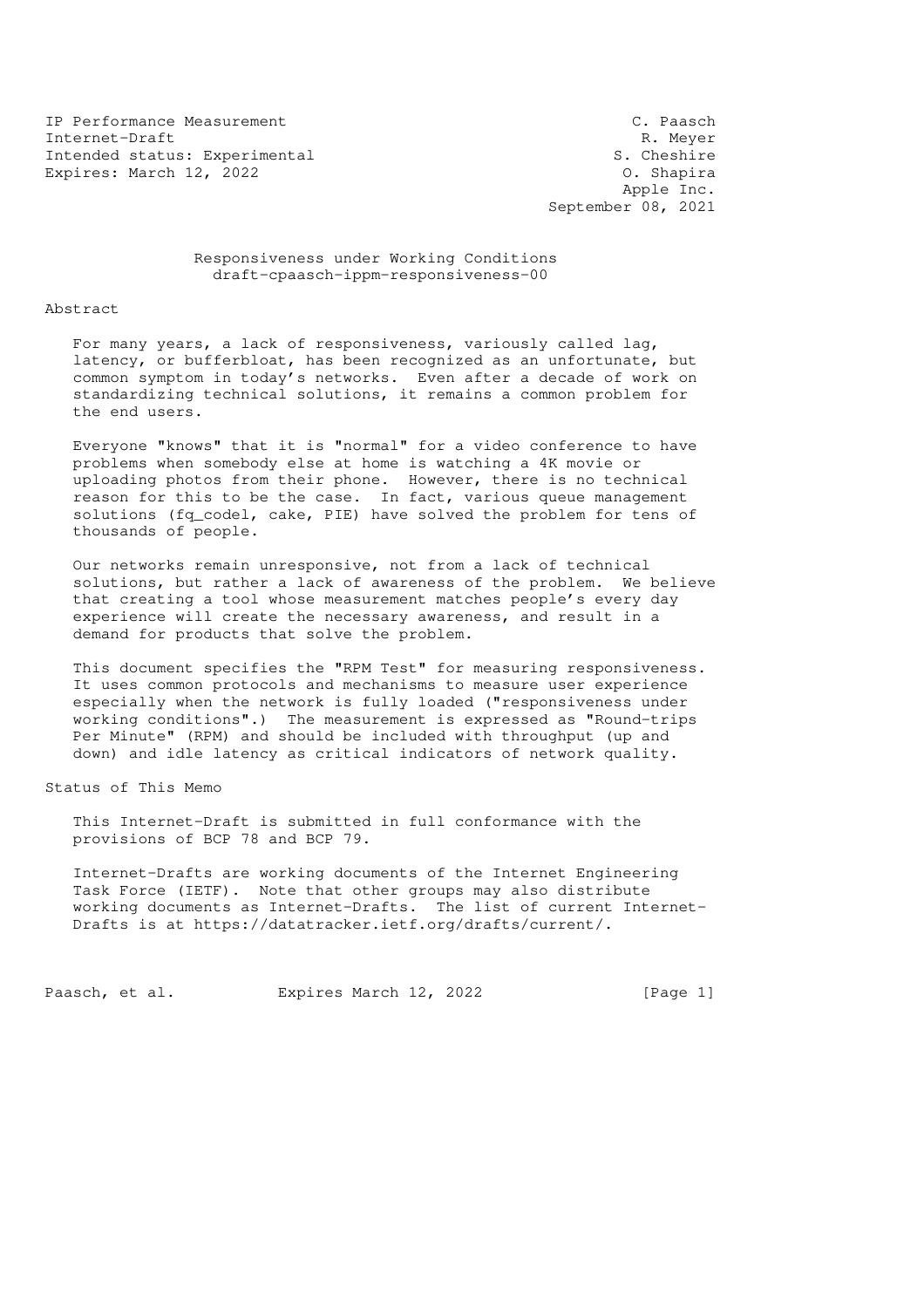IP Performance Measurement — C. Paasch
Internet-Draft — R. Meyer
Intended status: Experimental — S. Cheshire
Expires: March 12, 2022 — O. Shapira
Apple Inc.
September 08, 2021

# Responsiveness under Working Conditions
draft-cpaasch-ippm-responsiveness-00

## Abstract

For many years, a lack of responsiveness, variously called lag, latency, or bufferbloat, has been recognized as an unfortunate, but common symptom in today's networks. Even after a decade of work on standardizing technical solutions, it remains a common problem for the end users.

Everyone "knows" that it is "normal" for a video conference to have problems when somebody else at home is watching a 4K movie or uploading photos from their phone. However, there is no technical reason for this to be the case. In fact, various queue management solutions (fq_codel, cake, PIE) have solved the problem for tens of thousands of people.

Our networks remain unresponsive, not from a lack of technical solutions, but rather a lack of awareness of the problem. We believe that creating a tool whose measurement matches people's every day experience will create the necessary awareness, and result in a demand for products that solve the problem.

This document specifies the "RPM Test" for measuring responsiveness. It uses common protocols and mechanisms to measure user experience especially when the network is fully loaded ("responsiveness under working conditions".) The measurement is expressed as "Round-trips Per Minute" (RPM) and should be included with throughput (up and down) and idle latency as critical indicators of network quality.

## Status of This Memo

This Internet-Draft is submitted in full conformance with the provisions of BCP 78 and BCP 79.

Internet-Drafts are working documents of the Internet Engineering Task Force (IETF). Note that other groups may also distribute working documents as Internet-Drafts. The list of current Internet-Drafts is at https://datatracker.ietf.org/drafts/current/.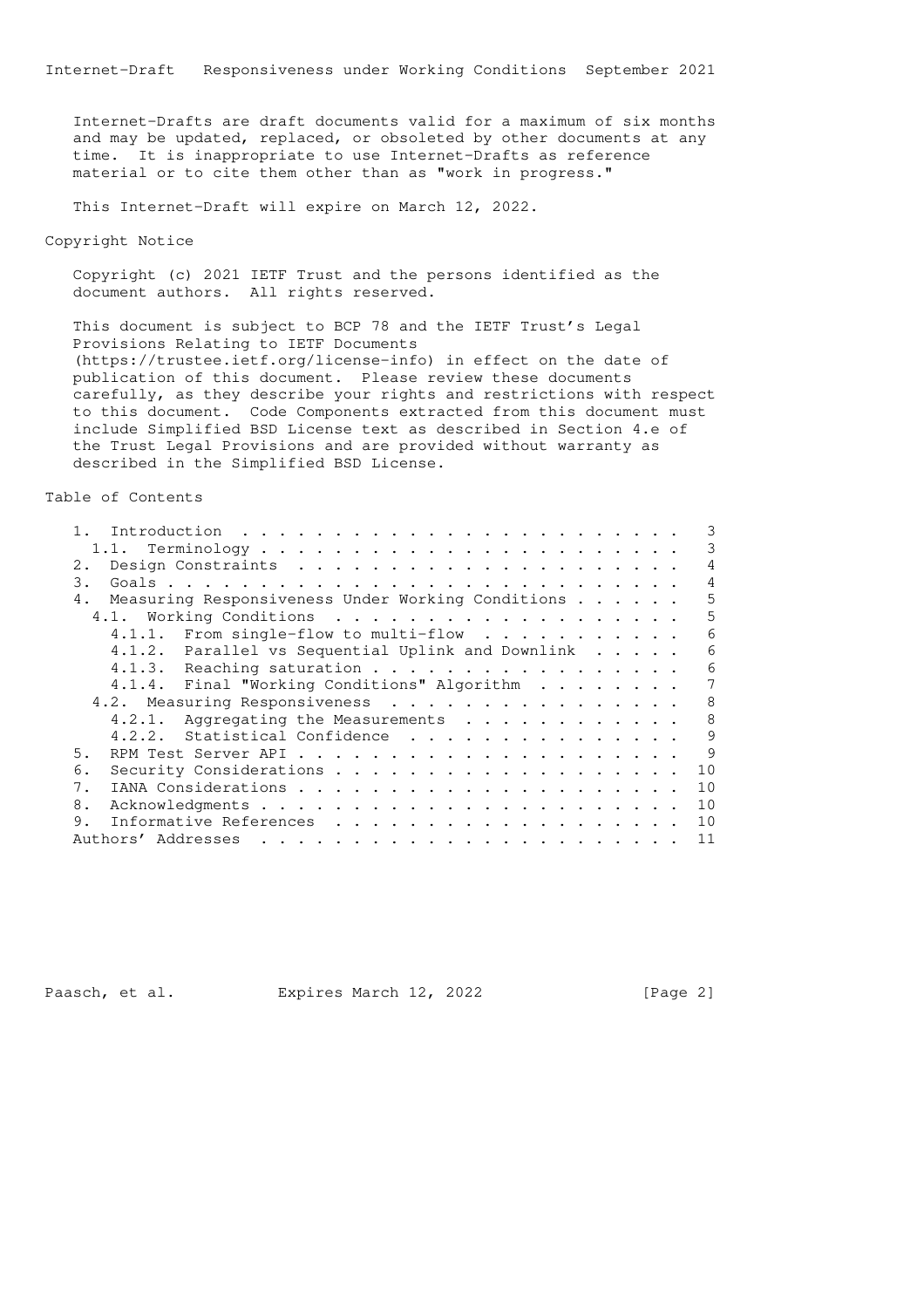Internet-Drafts are draft documents valid for a maximum of six months and may be updated, replaced, or obsoleted by other documents at any time. It is inappropriate to use Internet-Drafts as reference material or to cite them other than as "work in progress."

This Internet-Draft will expire on March 12, 2022.

## Copyright Notice

Copyright (c) 2021 IETF Trust and the persons identified as the document authors. All rights reserved.

This document is subject to BCP 78 and the IETF Trust's Legal Provisions Relating to IETF Documents (https://trustee.ietf.org/license-info) in effect on the date of publication of this document. Please review these documents carefully, as they describe your rights and restrictions with respect to this document. Code Components extracted from this document must include Simplified BSD License text as described in Section 4.e of the Trust Legal Provisions and are provided without warranty as described in the Simplified BSD License.

## Table of Contents

- 1. Introduction . . . . . . . . . . . . . . . . . . . . . . . . 3
  - 1.1. Terminology . . . . . . . . . . . . . . . . . . . . . . . 3
- 2. Design Constraints . . . . . . . . . . . . . . . . . . . . . 4
- 3. Goals . . . . . . . . . . . . . . . . . . . . . . . . . . . . 4
- 4. Measuring Responsiveness Under Working Conditions . . . . . . 5
  - 4.1. Working Conditions . . . . . . . . . . . . . . . . . . . 5
    - 4.1.1. From single-flow to multi-flow . . . . . . . . . . . 6
    - 4.1.2. Parallel vs Sequential Uplink and Downlink . . . . . 6
    - 4.1.3. Reaching saturation . . . . . . . . . . . . . . . . . 6
    - 4.1.4. Final "Working Conditions" Algorithm . . . . . . . . 7
  - 4.2. Measuring Responsiveness . . . . . . . . . . . . . . . . 8
    - 4.2.1. Aggregating the Measurements . . . . . . . . . . . . 8
    - 4.2.2. Statistical Confidence . . . . . . . . . . . . . . . 9
- 5. RPM Test Server API . . . . . . . . . . . . . . . . . . . . . 9
- 6. Security Considerations . . . . . . . . . . . . . . . . . . . 10
- 7. IANA Considerations . . . . . . . . . . . . . . . . . . . . . 10
- 8. Acknowledgments . . . . . . . . . . . . . . . . . . . . . . . 10
- 9. Informative References . . . . . . . . . . . . . . . . . . . 10
- Authors' Addresses . . . . . . . . . . . . . . . . . . . . . . . 11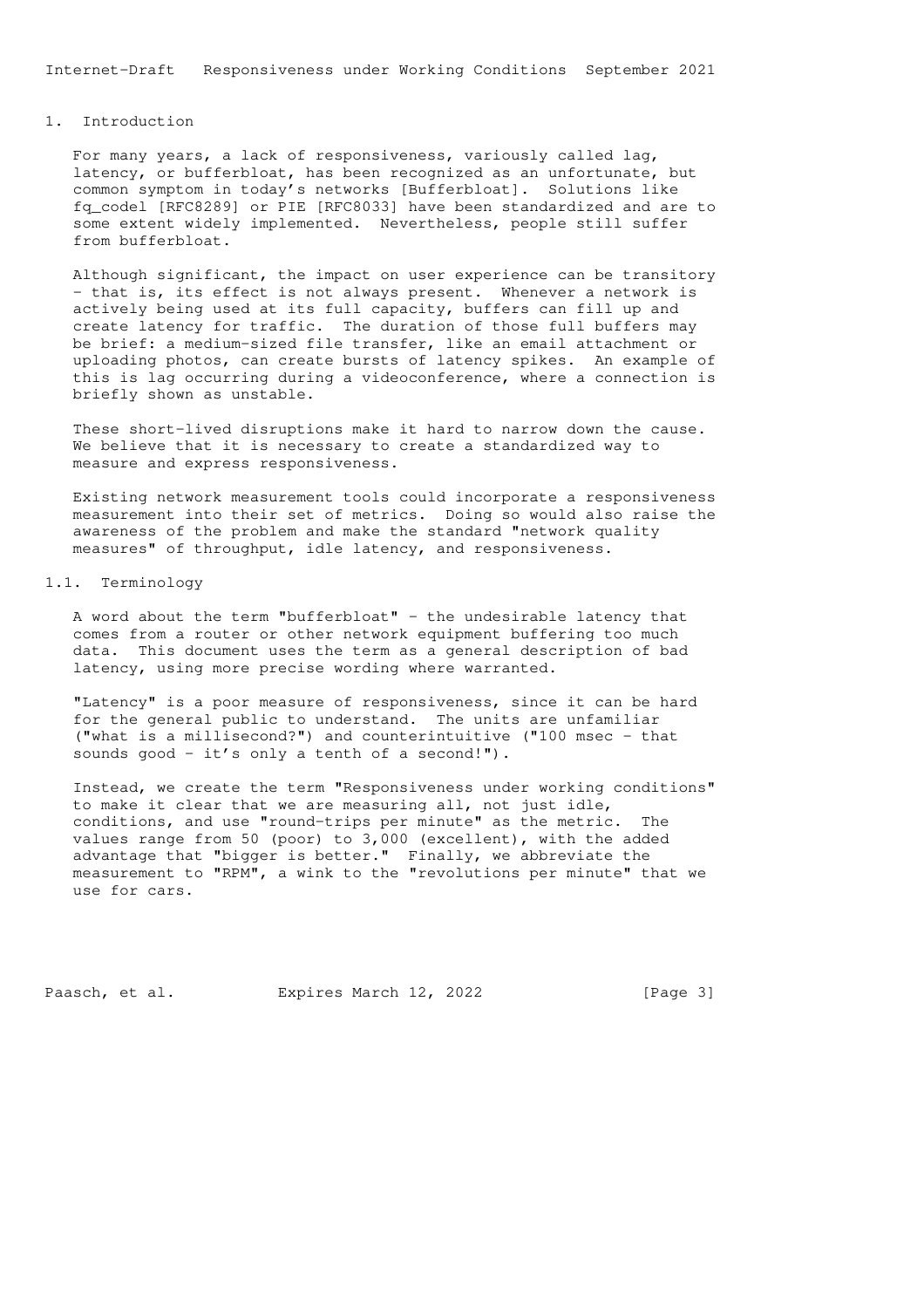# 1. Introduction

For many years, a lack of responsiveness, variously called lag, latency, or bufferbloat, has been recognized as an unfortunate, but common symptom in today's networks [Bufferbloat]. Solutions like fq_codel [RFC8289] or PIE [RFC8033] have been standardized and are to some extent widely implemented. Nevertheless, people still suffer from bufferbloat.

Although significant, the impact on user experience can be transitory - that is, its effect is not always present. Whenever a network is actively being used at its full capacity, buffers can fill up and create latency for traffic. The duration of those full buffers may be brief: a medium-sized file transfer, like an email attachment or uploading photos, can create bursts of latency spikes. An example of this is lag occurring during a videoconference, where a connection is briefly shown as unstable.

These short-lived disruptions make it hard to narrow down the cause. We believe that it is necessary to create a standardized way to measure and express responsiveness.

Existing network measurement tools could incorporate a responsiveness measurement into their set of metrics. Doing so would also raise the awareness of the problem and make the standard "network quality measures" of throughput, idle latency, and responsiveness.

## 1.1. Terminology

A word about the term "bufferbloat" - the undesirable latency that comes from a router or other network equipment buffering too much data. This document uses the term as a general description of bad latency, using more precise wording where warranted.

"Latency" is a poor measure of responsiveness, since it can be hard for the general public to understand. The units are unfamiliar ("what is a millisecond?") and counterintuitive ("100 msec - that sounds good - it's only a tenth of a second!").

Instead, we create the term "Responsiveness under working conditions" to make it clear that we are measuring all, not just idle, conditions, and use "round-trips per minute" as the metric. The values range from 50 (poor) to 3,000 (excellent), with the added advantage that "bigger is better." Finally, we abbreviate the measurement to "RPM", a wink to the "revolutions per minute" that we use for cars.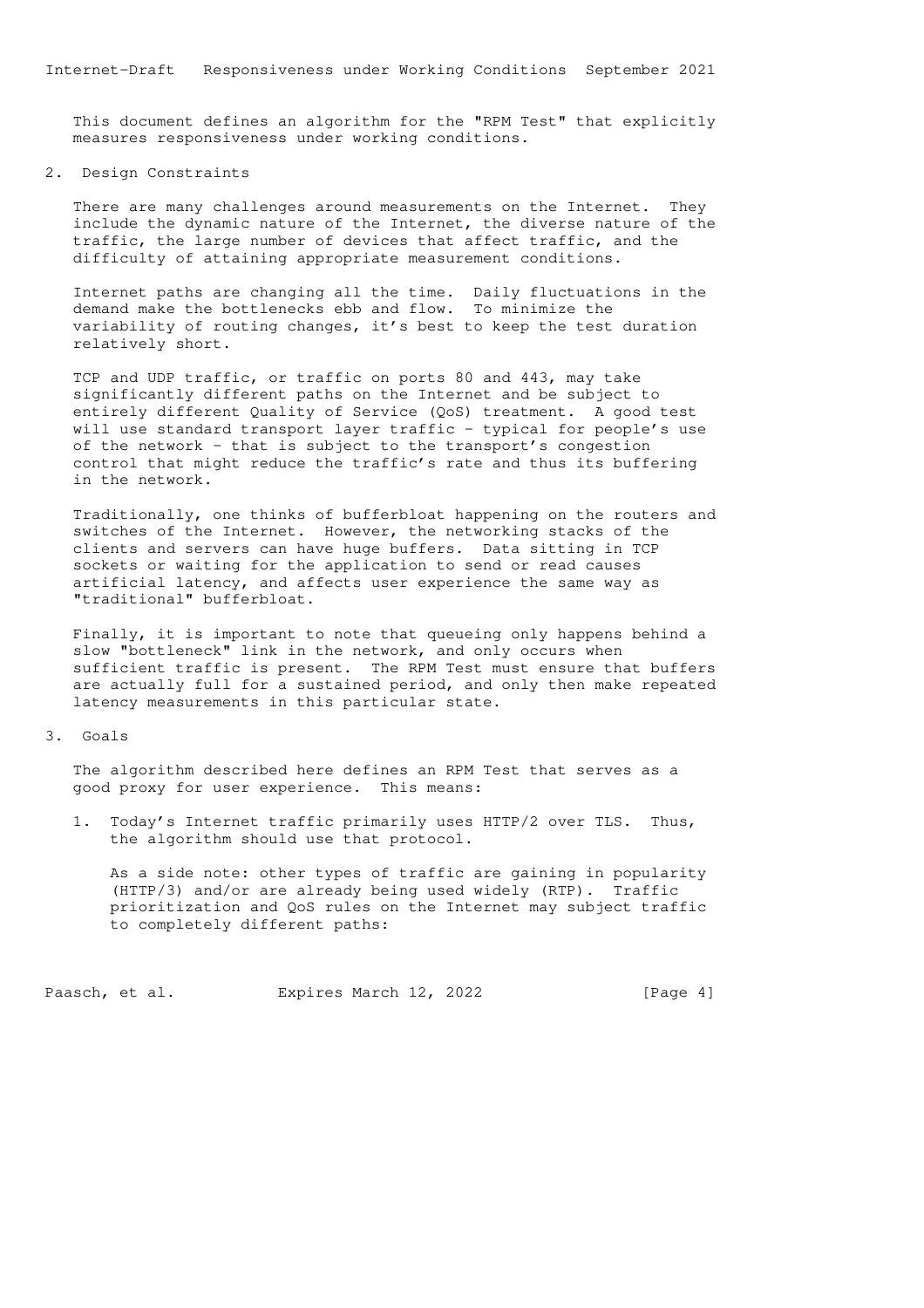This document defines an algorithm for the "RPM Test" that explicitly measures responsiveness under working conditions.

## 2. Design Constraints

There are many challenges around measurements on the Internet. They include the dynamic nature of the Internet, the diverse nature of the traffic, the large number of devices that affect traffic, and the difficulty of attaining appropriate measurement conditions.

Internet paths are changing all the time. Daily fluctuations in the demand make the bottlenecks ebb and flow. To minimize the variability of routing changes, it's best to keep the test duration relatively short.

TCP and UDP traffic, or traffic on ports 80 and 443, may take significantly different paths on the Internet and be subject to entirely different Quality of Service (QoS) treatment. A good test will use standard transport layer traffic - typical for people's use of the network - that is subject to the transport's congestion control that might reduce the traffic's rate and thus its buffering in the network.

Traditionally, one thinks of bufferbloat happening on the routers and switches of the Internet. However, the networking stacks of the clients and servers can have huge buffers. Data sitting in TCP sockets or waiting for the application to send or read causes artificial latency, and affects user experience the same way as "traditional" bufferbloat.

Finally, it is important to note that queueing only happens behind a slow "bottleneck" link in the network, and only occurs when sufficient traffic is present. The RPM Test must ensure that buffers are actually full for a sustained period, and only then make repeated latency measurements in this particular state.

## 3. Goals

The algorithm described here defines an RPM Test that serves as a good proxy for user experience. This means:

1. Today's Internet traffic primarily uses HTTP/2 over TLS. Thus, the algorithm should use that protocol.

   As a side note: other types of traffic are gaining in popularity (HTTP/3) and/or are already being used widely (RTP). Traffic prioritization and QoS rules on the Internet may subject traffic to completely different paths: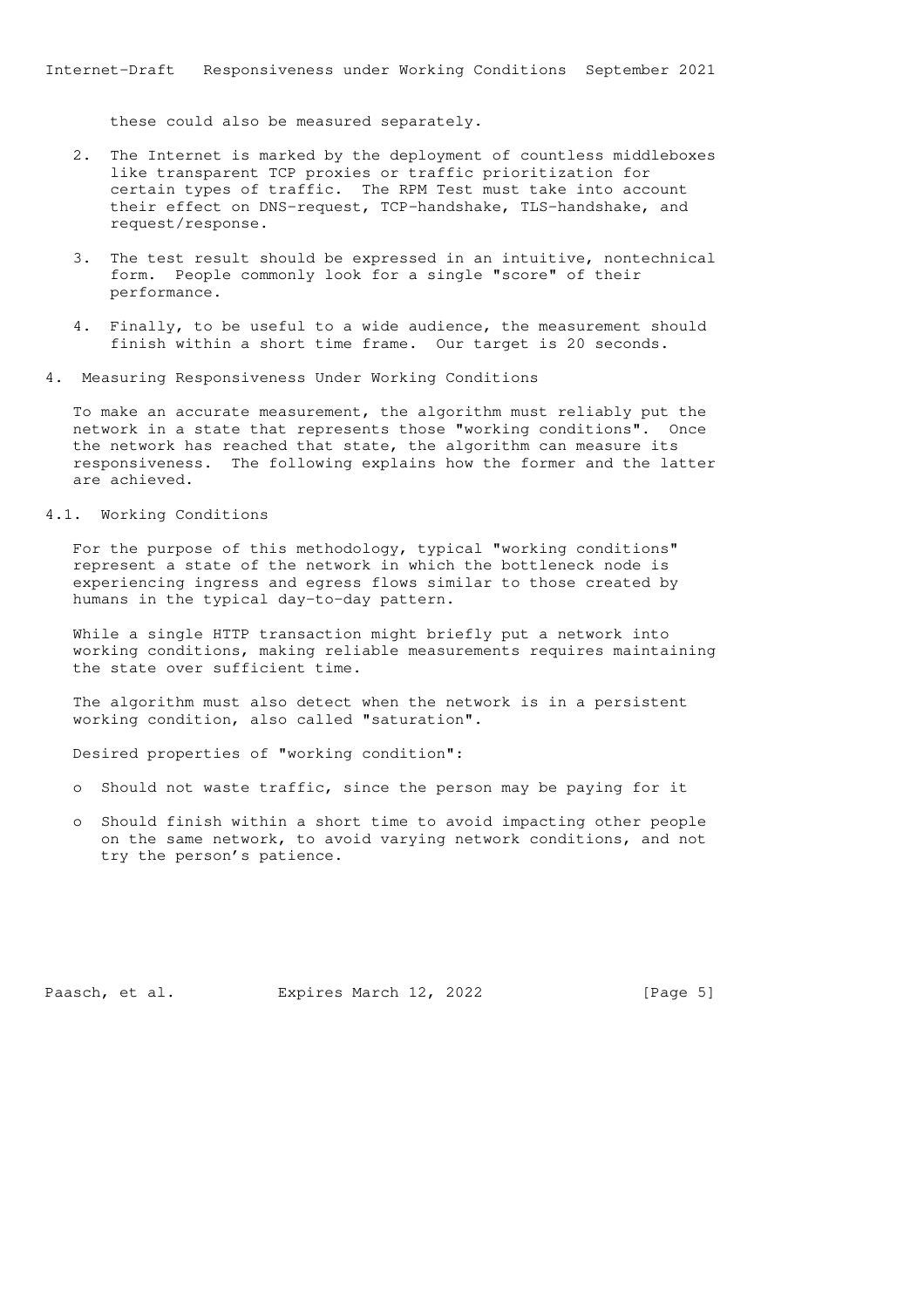these could also be measured separately.

2. The Internet is marked by the deployment of countless middleboxes like transparent TCP proxies or traffic prioritization for certain types of traffic. The RPM Test must take into account their effect on DNS-request, TCP-handshake, TLS-handshake, and request/response.

3. The test result should be expressed in an intuitive, nontechnical form. People commonly look for a single "score" of their performance.

4. Finally, to be useful to a wide audience, the measurement should finish within a short time frame. Our target is 20 seconds.

## 4. Measuring Responsiveness Under Working Conditions

To make an accurate measurement, the algorithm must reliably put the network in a state that represents those "working conditions". Once the network has reached that state, the algorithm can measure its responsiveness. The following explains how the former and the latter are achieved.

### 4.1. Working Conditions

For the purpose of this methodology, typical "working conditions" represent a state of the network in which the bottleneck node is experiencing ingress and egress flows similar to those created by humans in the typical day-to-day pattern.

While a single HTTP transaction might briefly put a network into working conditions, making reliable measurements requires maintaining the state over sufficient time.

The algorithm must also detect when the network is in a persistent working condition, also called "saturation".

Desired properties of "working condition":

- Should not waste traffic, since the person may be paying for it
- Should finish within a short time to avoid impacting other people on the same network, to avoid varying network conditions, and not try the person's patience.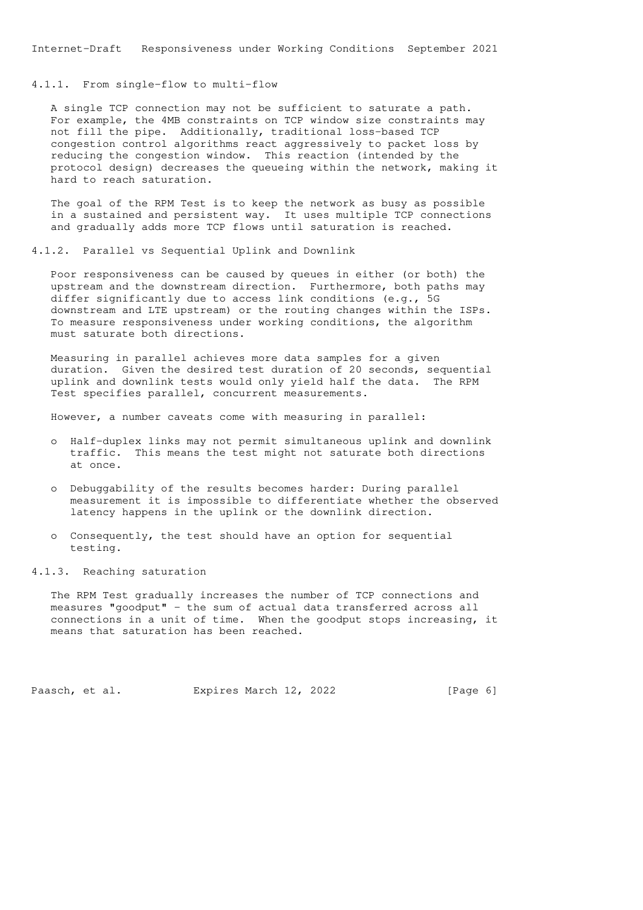### 4.1.1. From single-flow to multi-flow

A single TCP connection may not be sufficient to saturate a path. For example, the 4MB constraints on TCP window size constraints may not fill the pipe. Additionally, traditional loss-based TCP congestion control algorithms react aggressively to packet loss by reducing the congestion window. This reaction (intended by the protocol design) decreases the queueing within the network, making it hard to reach saturation.

The goal of the RPM Test is to keep the network as busy as possible in a sustained and persistent way. It uses multiple TCP connections and gradually adds more TCP flows until saturation is reached.

### 4.1.2. Parallel vs Sequential Uplink and Downlink

Poor responsiveness can be caused by queues in either (or both) the upstream and the downstream direction. Furthermore, both paths may differ significantly due to access link conditions (e.g., 5G downstream and LTE upstream) or the routing changes within the ISPs. To measure responsiveness under working conditions, the algorithm must saturate both directions.

Measuring in parallel achieves more data samples for a given duration. Given the desired test duration of 20 seconds, sequential uplink and downlink tests would only yield half the data. The RPM Test specifies parallel, concurrent measurements.

However, a number caveats come with measuring in parallel:

- Half-duplex links may not permit simultaneous uplink and downlink traffic. This means the test might not saturate both directions at once.
- Debuggability of the results becomes harder: During parallel measurement it is impossible to differentiate whether the observed latency happens in the uplink or the downlink direction.
- Consequently, the test should have an option for sequential testing.

### 4.1.3. Reaching saturation

The RPM Test gradually increases the number of TCP connections and measures "goodput" - the sum of actual data transferred across all connections in a unit of time. When the goodput stops increasing, it means that saturation has been reached.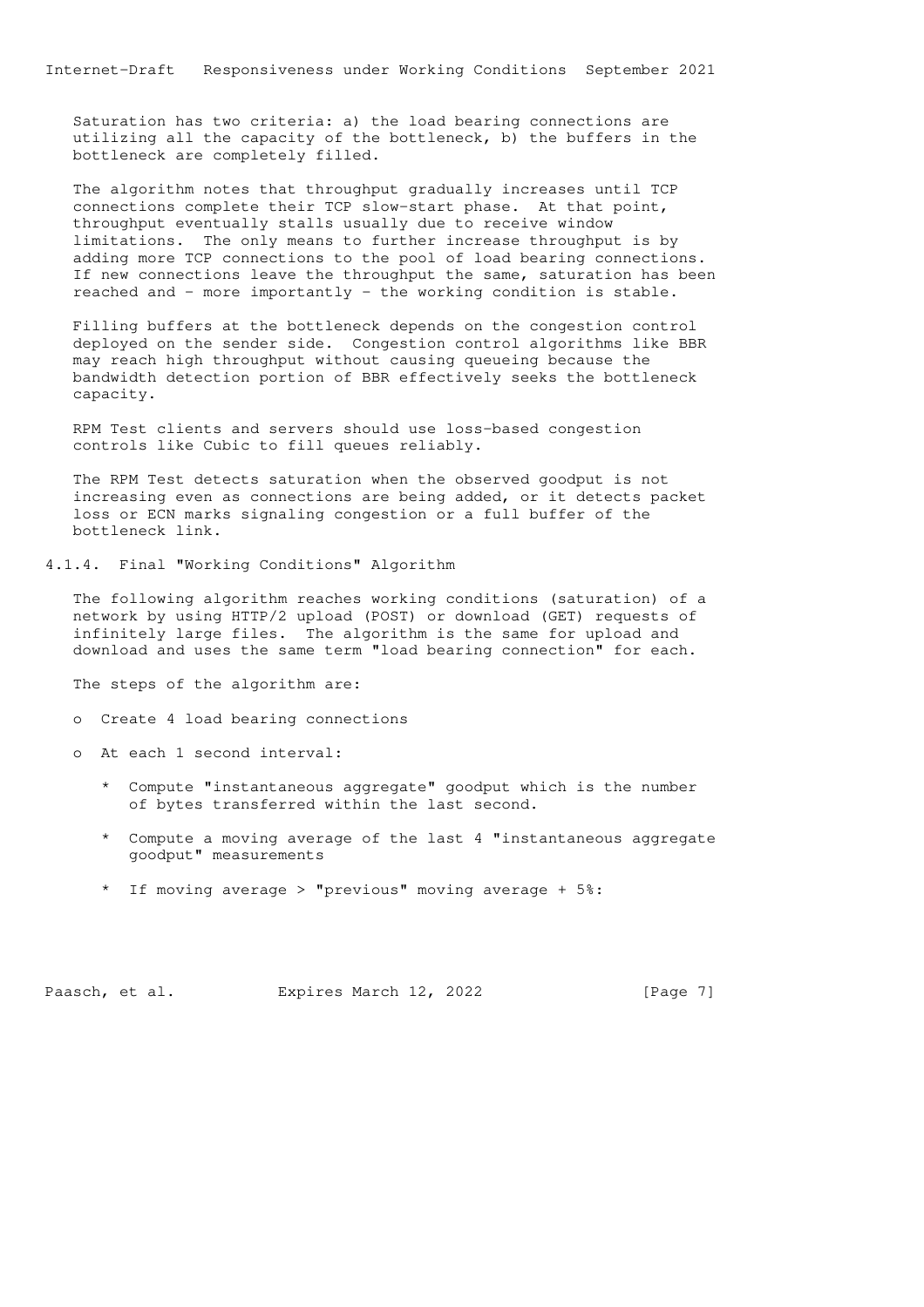Saturation has two criteria: a) the load bearing connections are utilizing all the capacity of the bottleneck, b) the buffers in the bottleneck are completely filled.

The algorithm notes that throughput gradually increases until TCP connections complete their TCP slow-start phase. At that point, throughput eventually stalls usually due to receive window limitations. The only means to further increase throughput is by adding more TCP connections to the pool of load bearing connections. If new connections leave the throughput the same, saturation has been reached and - more importantly - the working condition is stable.

Filling buffers at the bottleneck depends on the congestion control deployed on the sender side. Congestion control algorithms like BBR may reach high throughput without causing queueing because the bandwidth detection portion of BBR effectively seeks the bottleneck capacity.

RPM Test clients and servers should use loss-based congestion controls like Cubic to fill queues reliably.

The RPM Test detects saturation when the observed goodput is not increasing even as connections are being added, or it detects packet loss or ECN marks signaling congestion or a full buffer of the bottleneck link.

### 4.1.4. Final "Working Conditions" Algorithm

The following algorithm reaches working conditions (saturation) of a network by using HTTP/2 upload (POST) or download (GET) requests of infinitely large files. The algorithm is the same for upload and download and uses the same term "load bearing connection" for each.

The steps of the algorithm are:

- Create 4 load bearing connections
- At each 1 second interval:
  - Compute "instantaneous aggregate" goodput which is the number of bytes transferred within the last second.
  - Compute a moving average of the last 4 "instantaneous aggregate goodput" measurements
  - If moving average > "previous" moving average + 5%: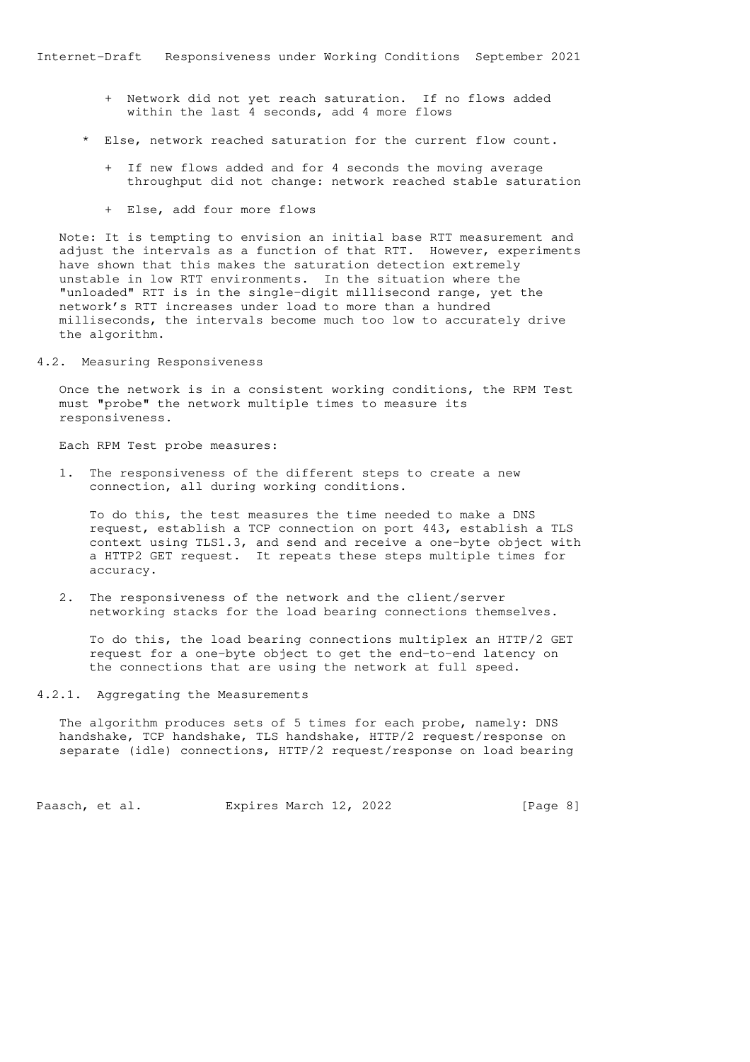+ Network did not yet reach saturation. If no flows added within the last 4 seconds, add 4 more flows

  * Else, network reached saturation for the current flow count.

    + If new flows added and for 4 seconds the moving average throughput did not change: network reached stable saturation

    + Else, add four more flows

Note: It is tempting to envision an initial base RTT measurement and adjust the intervals as a function of that RTT. However, experiments have shown that this makes the saturation detection extremely unstable in low RTT environments. In the situation where the "unloaded" RTT is in the single-digit millisecond range, yet the network's RTT increases under load to more than a hundred milliseconds, the intervals become much too low to accurately drive the algorithm.

## 4.2. Measuring Responsiveness

Once the network is in a consistent working conditions, the RPM Test must "probe" the network multiple times to measure its responsiveness.

Each RPM Test probe measures:

1. The responsiveness of the different steps to create a new connection, all during working conditions.

   To do this, the test measures the time needed to make a DNS request, establish a TCP connection on port 443, establish a TLS context using TLS1.3, and send and receive a one-byte object with a HTTP2 GET request. It repeats these steps multiple times for accuracy.

2. The responsiveness of the network and the client/server networking stacks for the load bearing connections themselves.

   To do this, the load bearing connections multiplex an HTTP/2 GET request for a one-byte object to get the end-to-end latency on the connections that are using the network at full speed.

### 4.2.1. Aggregating the Measurements

The algorithm produces sets of 5 times for each probe, namely: DNS handshake, TCP handshake, TLS handshake, HTTP/2 request/response on separate (idle) connections, HTTP/2 request/response on load bearing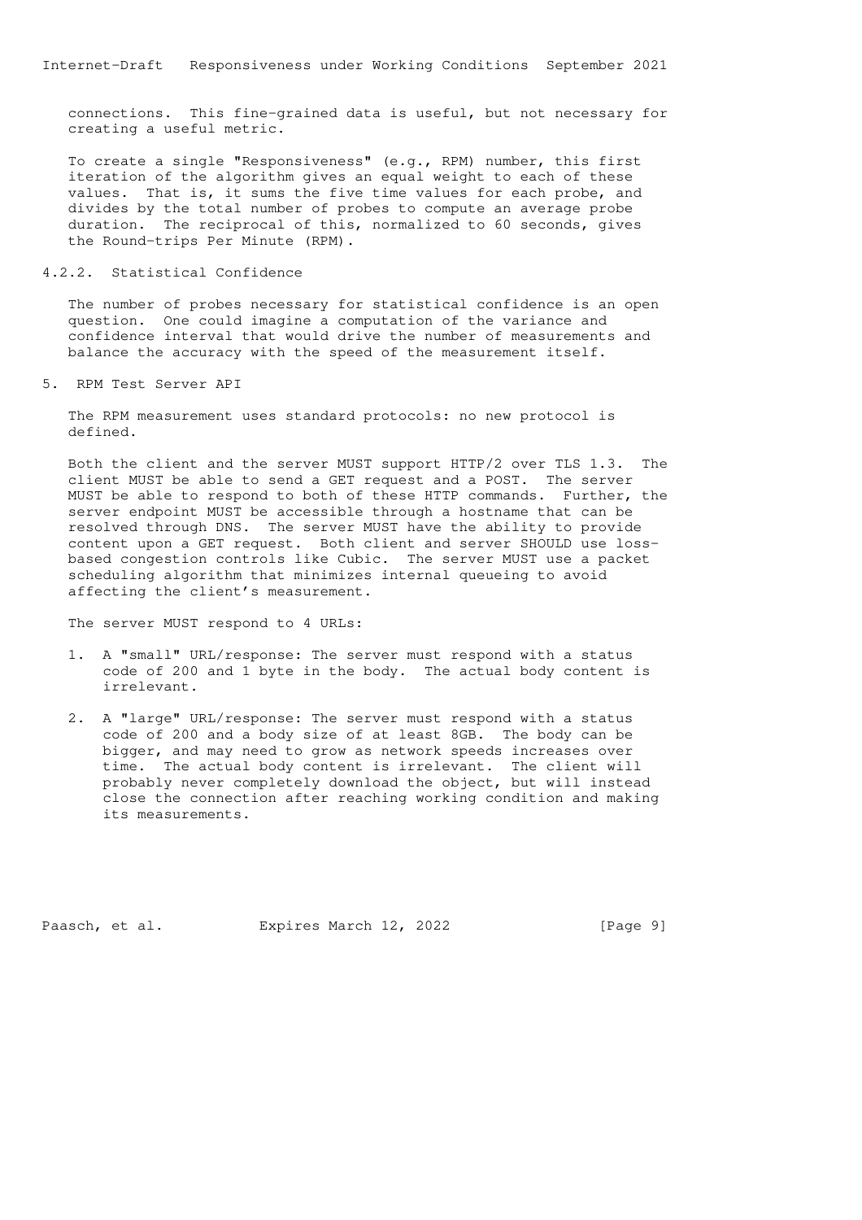connections. This fine-grained data is useful, but not necessary for creating a useful metric.

To create a single "Responsiveness" (e.g., RPM) number, this first iteration of the algorithm gives an equal weight to each of these values. That is, it sums the five time values for each probe, and divides by the total number of probes to compute an average probe duration. The reciprocal of this, normalized to 60 seconds, gives the Round-trips Per Minute (RPM).

### 4.2.2. Statistical Confidence

The number of probes necessary for statistical confidence is an open question. One could imagine a computation of the variance and confidence interval that would drive the number of measurements and balance the accuracy with the speed of the measurement itself.

## 5. RPM Test Server API

The RPM measurement uses standard protocols: no new protocol is defined.

Both the client and the server MUST support HTTP/2 over TLS 1.3. The client MUST be able to send a GET request and a POST. The server MUST be able to respond to both of these HTTP commands. Further, the server endpoint MUST be accessible through a hostname that can be resolved through DNS. The server MUST have the ability to provide content upon a GET request. Both client and server SHOULD use loss-based congestion controls like Cubic. The server MUST use a packet scheduling algorithm that minimizes internal queueing to avoid affecting the client's measurement.

The server MUST respond to 4 URLs:

1. A "small" URL/response: The server must respond with a status code of 200 and 1 byte in the body. The actual body content is irrelevant.

2. A "large" URL/response: The server must respond with a status code of 200 and a body size of at least 8GB. The body can be bigger, and may need to grow as network speeds increases over time. The actual body content is irrelevant. The client will probably never completely download the object, but will instead close the connection after reaching working condition and making its measurements.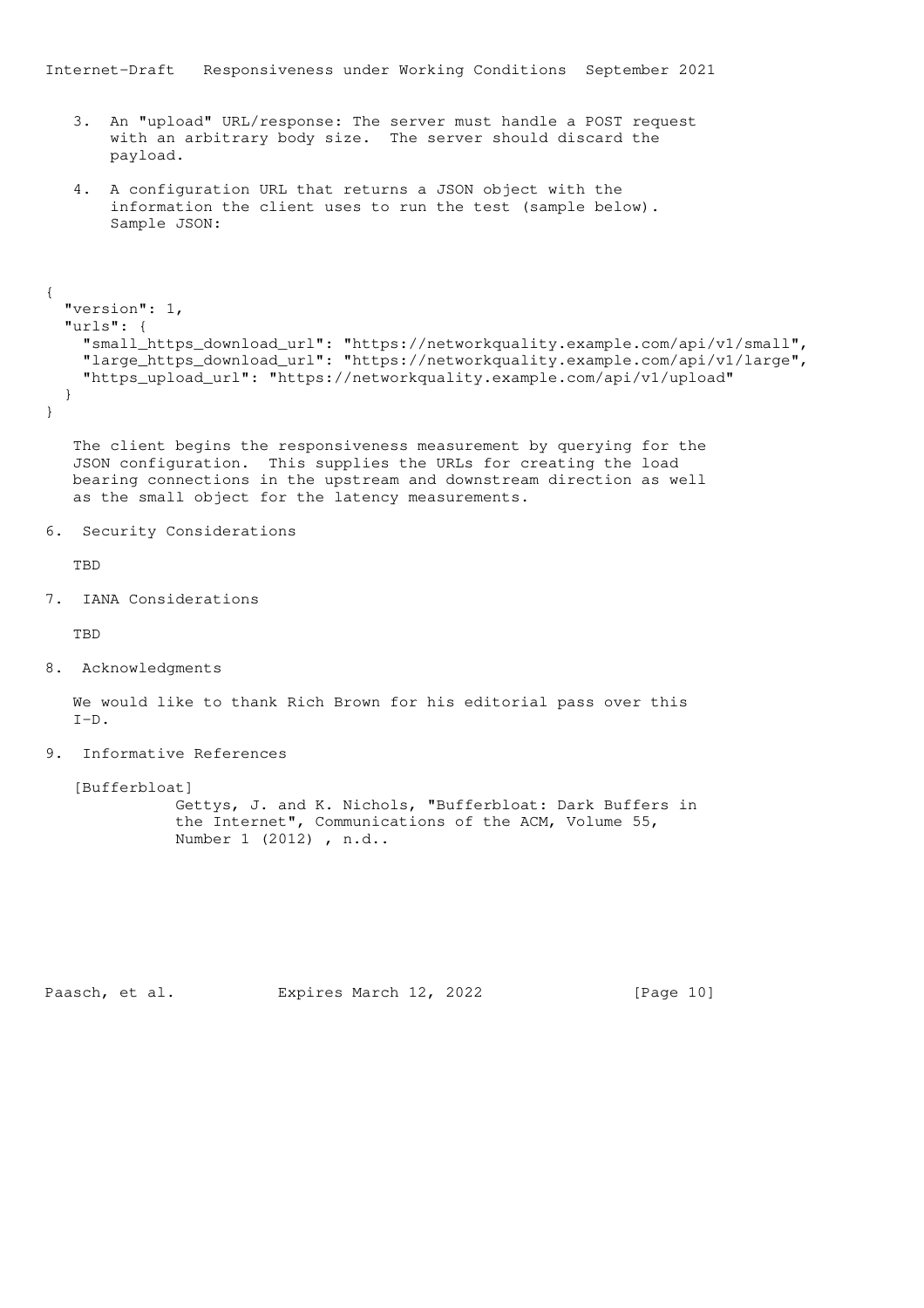3. An "upload" URL/response: The server must handle a POST request with an arbitrary body size. The server should discard the payload.

4. A configuration URL that returns a JSON object with the information the client uses to run the test (sample below). Sample JSON:

```
{
  "version": 1,
  "urls": {
    "small_https_download_url": "https://networkquality.example.com/api/v1/small",
    "large_https_download_url": "https://networkquality.example.com/api/v1/large",
    "https_upload_url": "https://networkquality.example.com/api/v1/upload"
  }
}
```

The client begins the responsiveness measurement by querying for the JSON configuration. This supplies the URLs for creating the load bearing connections in the upstream and downstream direction as well as the small object for the latency measurements.

## 6. Security Considerations

TBD

## 7. IANA Considerations

TBD

## 8. Acknowledgments

We would like to thank Rich Brown for his editorial pass over this I-D.

## 9. Informative References

[Bufferbloat]
Gettys, J. and K. Nichols, "Bufferbloat: Dark Buffers in the Internet", Communications of the ACM, Volume 55, Number 1 (2012) , n.d..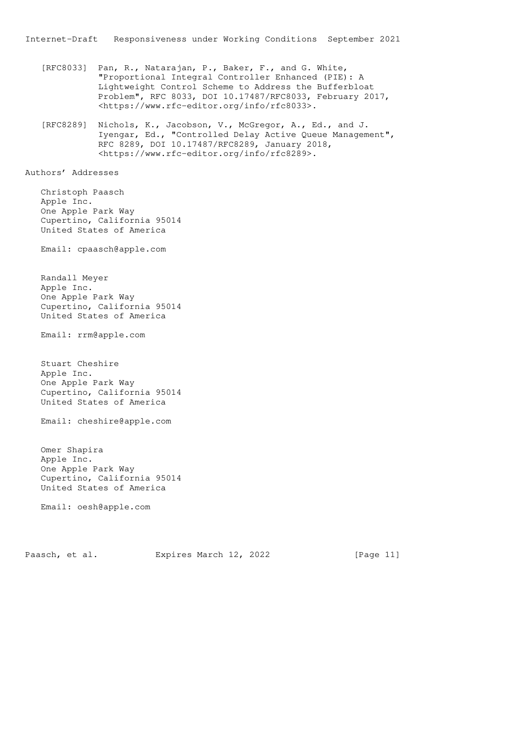[RFC8033] Pan, R., Natarajan, P., Baker, F., and G. White, "Proportional Integral Controller Enhanced (PIE): A Lightweight Control Scheme to Address the Bufferbloat Problem", RFC 8033, DOI 10.17487/RFC8033, February 2017, <https://www.rfc-editor.org/info/rfc8033>.

[RFC8289] Nichols, K., Jacobson, V., McGregor, A., Ed., and J. Iyengar, Ed., "Controlled Delay Active Queue Management", RFC 8289, DOI 10.17487/RFC8289, January 2018, <https://www.rfc-editor.org/info/rfc8289>.

## Authors' Addresses

Christoph Paasch
Apple Inc.
One Apple Park Way
Cupertino, California 95014
United States of America

Email: cpaasch@apple.com

Randall Meyer
Apple Inc.
One Apple Park Way
Cupertino, California 95014
United States of America

Email: rrm@apple.com

Stuart Cheshire
Apple Inc.
One Apple Park Way
Cupertino, California 95014
United States of America

Email: cheshire@apple.com

Omer Shapira
Apple Inc.
One Apple Park Way
Cupertino, California 95014
United States of America

Email: oesh@apple.com